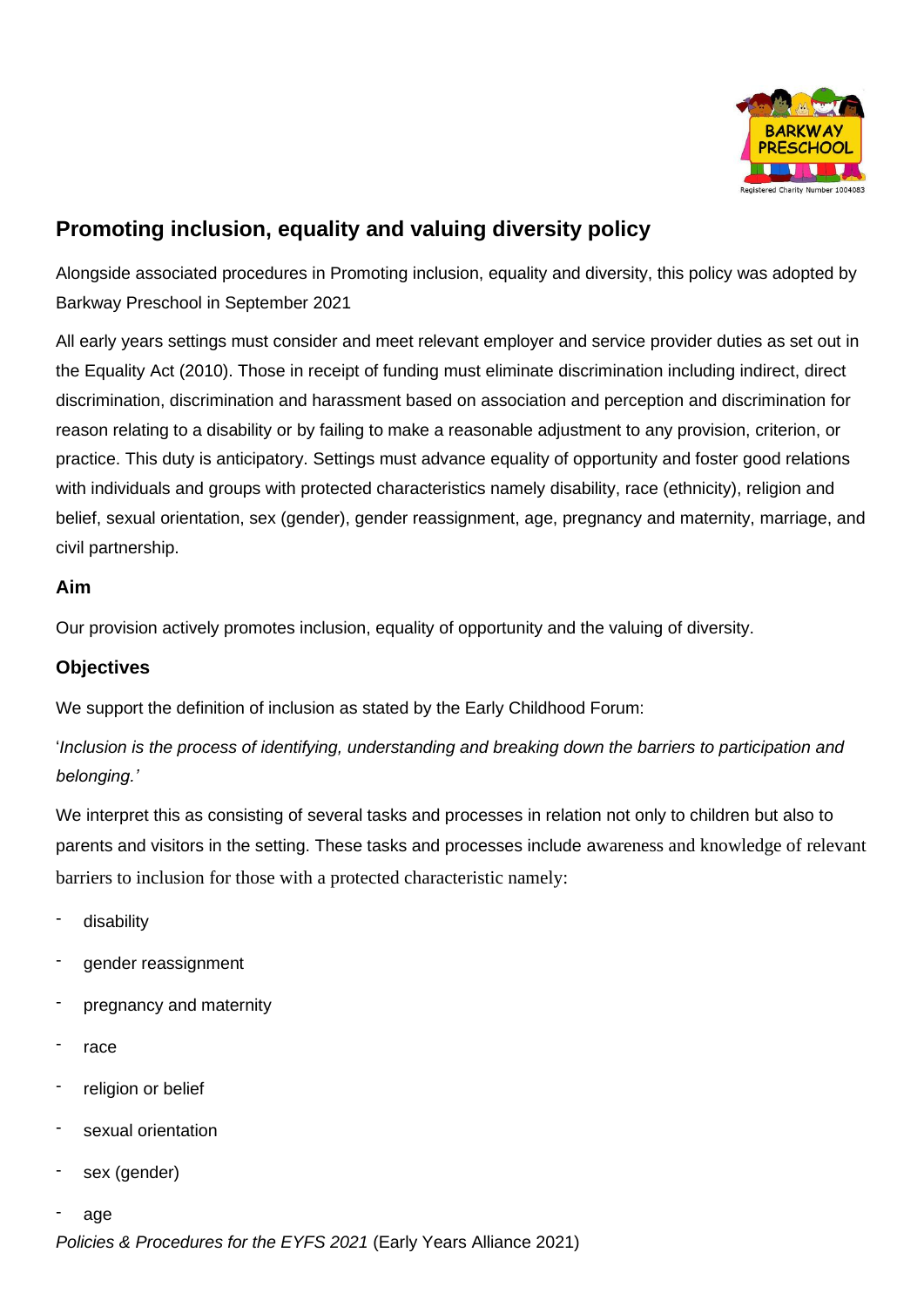## Promoting inclusion, equality and valuing diversity policy

Alongside associated procedures in Promoting inclusion, equality and diversity, this policy was adopted by Barkway Preschool in September 2021

All early years settings must consider and meet relevant employer and service provider duties as set out in the Equality Act (2010). Those in receipt of funding must eliminate discrimination including indirect, direct discrimination, discrimination and harassment based on association and perception and discrimination for reason relating to a disability or by failing to make a reasonable adjustment to any provision, criterion, or practice. This duty is anticipatory. Settings must advance equality of opportunity and foster good relations with individuals and groups with protected characteristics namely disability, race (ethnicity), religion and belief, sexual orientation, sex (gender), gender reassignment, age, pregnancy and maternity, marriage, and civil partnership.

### Aim

Our provision actively promotes inclusion, equality of opportunity and the valuing of diversity.

### Objectives

We support the definition of inclusion as stated by the Early Childhood Forum:

'*Inclusion is the process of identifying, understanding and breaking down the barriers to participation and belonging.'*

We interpret this as consisting of several tasks and processes in relation not only to children but also to parents and visitors in the setting. These tasks and processes include awareness and knowledge of relevant barriers to inclusion for those with a protected characteristic namely:

- disability
- gender reassignment
- pregnancy and maternity
- race
- religion or belief
- sexual orientation
- sex (gender)
- age

*Policies & Procedures for the EYFS 2021* (Early Years Alliance 2021)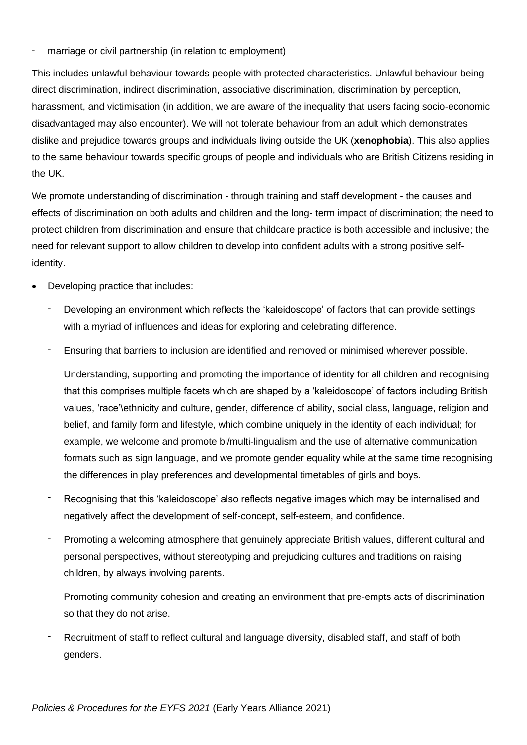- marriage or civil partnership (in relation to employment)

This includes unlawful behaviour towards people with protected characteristics. Unlawful behaviour being direct discrimination, indirect discrimination, associative discrimination, discrimination by perception, harassment, and victimisation (in addition, we are aware of the inequality that users facing socio-economic disadvantaged may also encounter). We will not tolerate behaviour from an adult which demonstrates dislike and prejudice towards groups and individuals living outside the UK (**xenophobia**). This also applies to the same behaviour towards specific groups of people and individuals who are British Citizens residing in the UK.

We promote understanding of discrimination - through training and staff development - the causes and effects of discrimination on both adults and children and the long- term impact of discrimination; the need to protect children from discrimination and ensure that childcare practice is both accessible and inclusive; the need for relevant support to allow children to develop into confident adults with a strong positive self-identity.

- Developing practice that includes:
  - Developing an environment which reflects the 'kaleidoscope' of factors that can provide settings with a myriad of influences and ideas for exploring and celebrating difference.
  - Ensuring that barriers to inclusion are identified and removed or minimised wherever possible.
  - Understanding, supporting and promoting the importance of identity for all children and recognising that this comprises multiple facets which are shaped by a 'kaleidoscope' of factors including British values, 'race'\ethnicity and culture, gender, difference of ability, social class, language, religion and belief, and family form and lifestyle, which combine uniquely in the identity of each individual; for example, we welcome and promote bi/multi-lingualism and the use of alternative communication formats such as sign language, and we promote gender equality while at the same time recognising the differences in play preferences and developmental timetables of girls and boys.
  - Recognising that this 'kaleidoscope' also reflects negative images which may be internalised and negatively affect the development of self-concept, self-esteem, and confidence.
  - Promoting a welcoming atmosphere that genuinely appreciate British values, different cultural and personal perspectives, without stereotyping and prejudicing cultures and traditions on raising children, by always involving parents.
  - Promoting community cohesion and creating an environment that pre-empts acts of discrimination so that they do not arise.
  - Recruitment of staff to reflect cultural and language diversity, disabled staff, and staff of both genders.

*Policies & Procedures for the EYFS 2021* (Early Years Alliance 2021)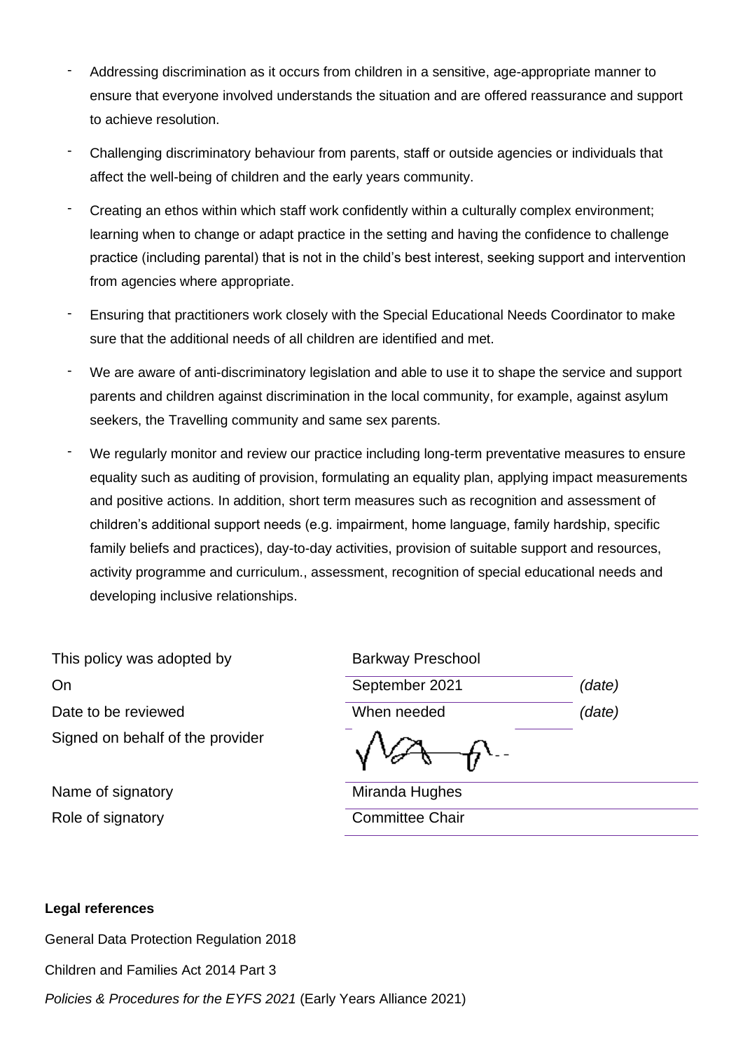- Addressing discrimination as it occurs from children in a sensitive, age-appropriate manner to ensure that everyone involved understands the situation and are offered reassurance and support to achieve resolution.
- Challenging discriminatory behaviour from parents, staff or outside agencies or individuals that affect the well-being of children and the early years community.
- Creating an ethos within which staff work confidently within a culturally complex environment; learning when to change or adapt practice in the setting and having the confidence to challenge practice (including parental) that is not in the child's best interest, seeking support and intervention from agencies where appropriate.
- Ensuring that practitioners work closely with the Special Educational Needs Coordinator to make sure that the additional needs of all children are identified and met.
- We are aware of anti-discriminatory legislation and able to use it to shape the service and support parents and children against discrimination in the local community, for example, against asylum seekers, the Travelling community and same sex parents.
- We regularly monitor and review our practice including long-term preventative measures to ensure equality such as auditing of provision, formulating an equality plan, applying impact measurements and positive actions. In addition, short term measures such as recognition and assessment of children's additional support needs (e.g. impairment, home language, family hardship, specific family beliefs and practices), day-to-day activities, provision of suitable support and resources, activity programme and curriculum., assessment, recognition of special educational needs and developing inclusive relationships.

| | | |
|---|---|---|
| This policy was adopted by | Barkway Preschool | |
| On | September 2021 | *(date)* |
| Date to be reviewed | When needed | *(date)* |
| Signed on behalf of the provider | | |
| Name of signatory | Miranda Hughes | |
| Role of signatory | Committee Chair | |

**Legal references**

General Data Protection Regulation 2018

Children and Families Act 2014 Part 3

*Policies & Procedures for the EYFS 2021* (Early Years Alliance 2021)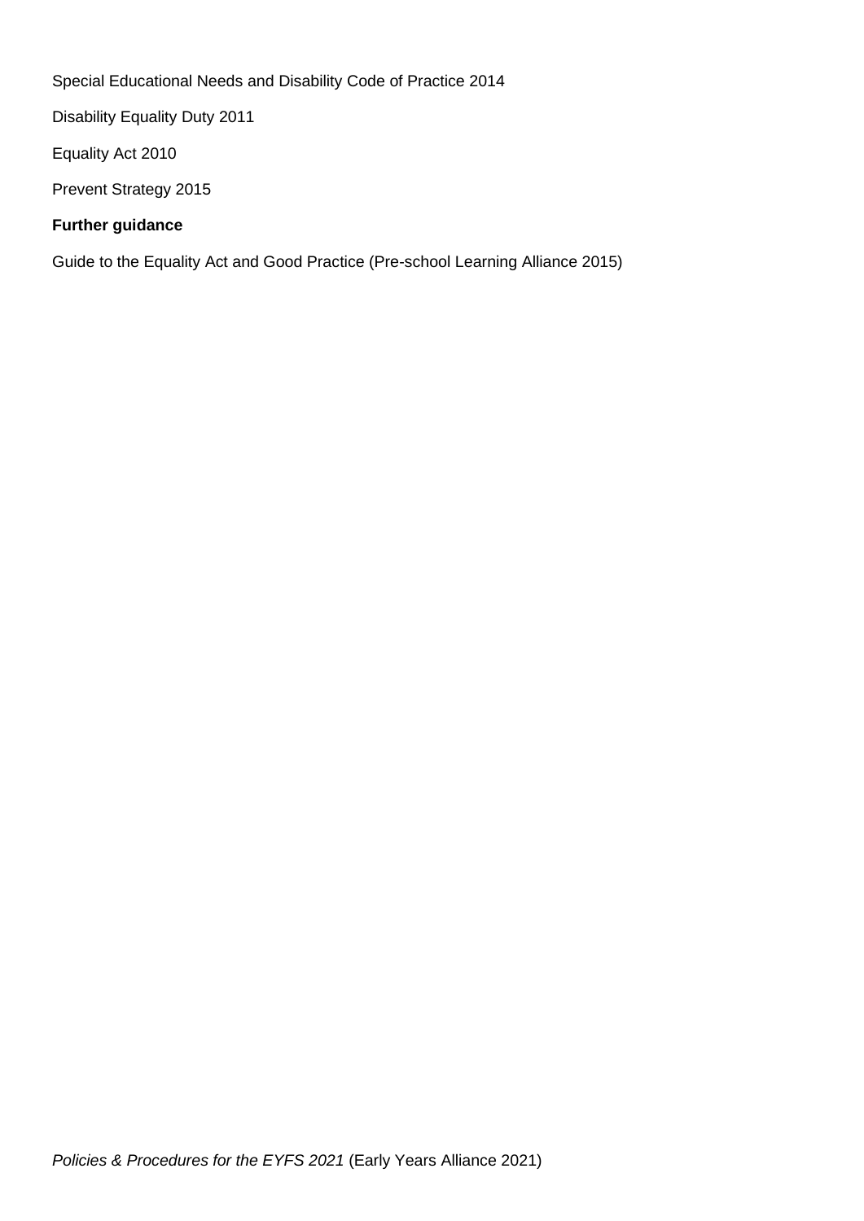Special Educational Needs and Disability Code of Practice 2014

Disability Equality Duty 2011

Equality Act 2010

Prevent Strategy 2015

**Further guidance**

Guide to the Equality Act and Good Practice (Pre-school Learning Alliance 2015)